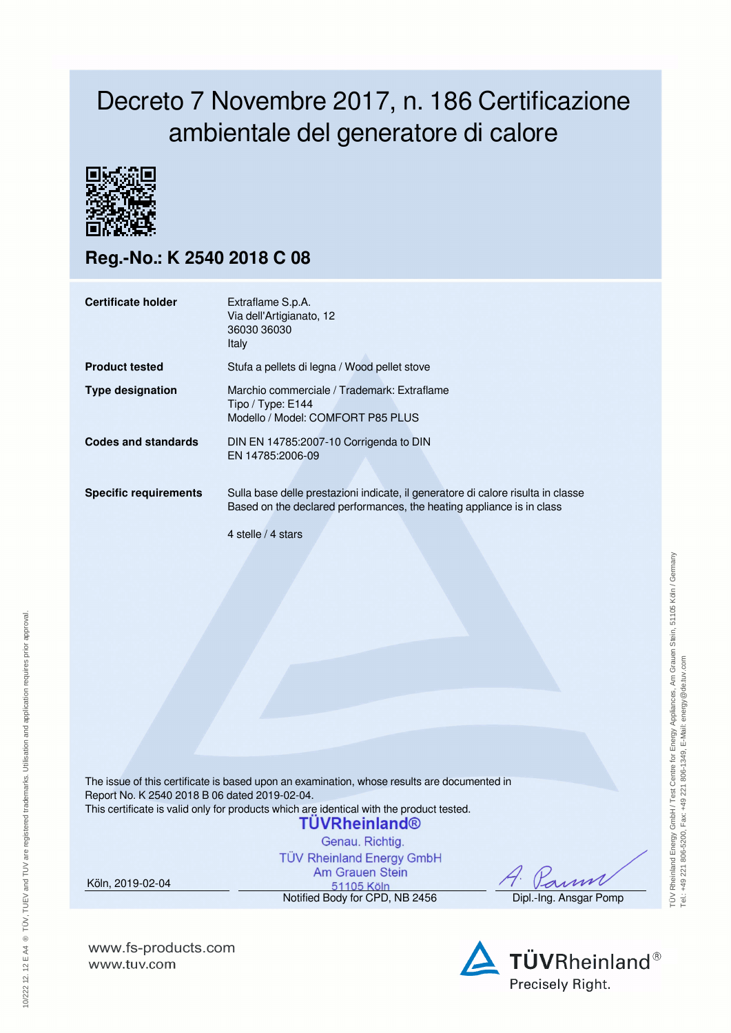# Decreto 7 Novembre 2017, n. 186 Certificazione ambientale del generatore di calore

## Reg.-No.: K 2540 2018 C 08

| | |
|---|---|
| **Certificate holder** | Extraflame S.p.A.<br>Via dell'Artigianato, 12<br>36030 36030<br>Italy |
| **Product tested** | Stufa a pellets di legna / Wood pellet stove |
| **Type designation** | Marchio commerciale / Trademark: Extraflame<br>Tipo / Type: E144<br>Modello / Model: COMFORT P85 PLUS |
| **Codes and standards** | DIN EN 14785:2007-10 Corrigenda to DIN EN 14785:2006-09 |
| **Specific requirements** | Sulla base delle prestazioni indicate, il generatore di calore risulta in classe<br>Based on the declared performances, the heating appliance is in class<br><br>4 stelle / 4 stars |

The issue of this certificate is based upon an examination, whose results are documented in Report No. K 2540 2018 B 06 dated 2019-02-04.
This certificate is valid only for products which are identical with the product tested.

TÜVRheinland®
Genau. Richtig.
TÜV Rheinland Energy GmbH
Am Grauen Stein
51105 Köln

Köln, 2019-02-04

Notified Body for CPD, NB 2456

Dipl.-Ing. Ansgar Pomp

TÜV Rheinland Energy GmbH / Test Centre for Energy Appliances, Am Grauen Stein, 51105 Köln / Germany
Tel.: +49 221 806-5200, Fax: +49 221 806-1349, E-Mail: energy@de.tuv.com

10/222 12.12 E A4 ® TÜV, TUEV and TUV are registered trademarks. Utilisation and application requires prior approval.

www.fs-products.com
www.tuv.com

TÜVRheinland®
Precisely Right.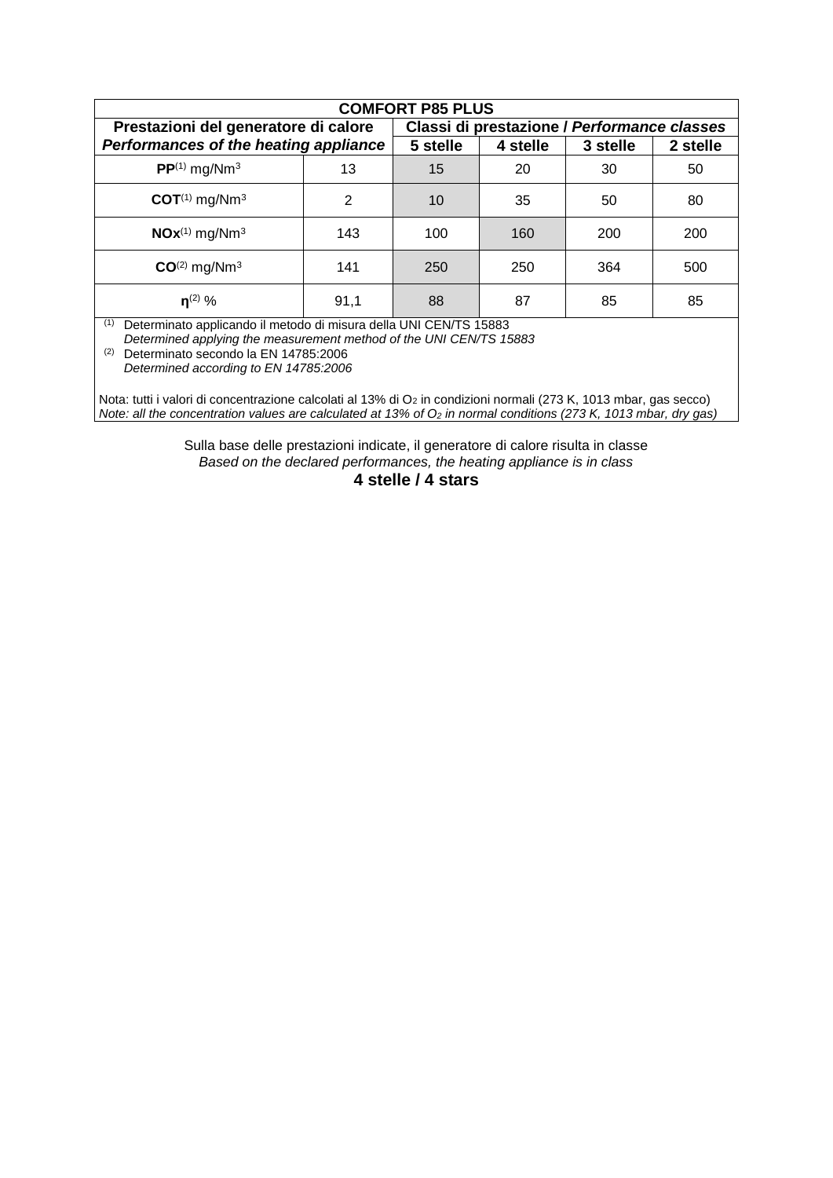| COMFORT P85 PLUS | | | | | |
|---|---|---|---|---|---|
| Prestazioni del generatore di calore *Performances of the heating appliance* | | Classi di prestazione / *Performance classes* | | | |
| | | 5 stelle | 4 stelle | 3 stelle | 2 stelle |
| **PP**[(1)] mg/Nm³ | 13 | 15 | 20 | 30 | 50 |
| **COT**[(1)] mg/Nm³ | 2 | 10 | 35 | 50 | 80 |
| **NOx**[(1)] mg/Nm³ | 143 | 100 | 160 | 200 | 200 |
| **CO**[(2)] mg/Nm³ | 141 | 250 | 250 | 364 | 500 |
| **η**[(2)] % | 91,1 | 88 | 87 | 85 | 85 |

[(1)] Determinato applicando il metodo di misura della UNI CEN/TS 15883
*Determined applying the measurement method of the UNI CEN/TS 15883*
[(2)] Determinato secondo la EN 14785:2006
*Determined according to EN 14785:2006*

Nota: tutti i valori di concentrazione calcolati al 13% di $O_2$ in condizioni normali (273 K, 1013 mbar, gas secco)
*Note: all the concentration values are calculated at 13% of $O_2$ in normal conditions (273 K, 1013 mbar, dry gas)*

Sulla base delle prestazioni indicate, il generatore di calore risulta in classe
*Based on the declared performances, the heating appliance is in class*
**4 stelle / 4 stars**